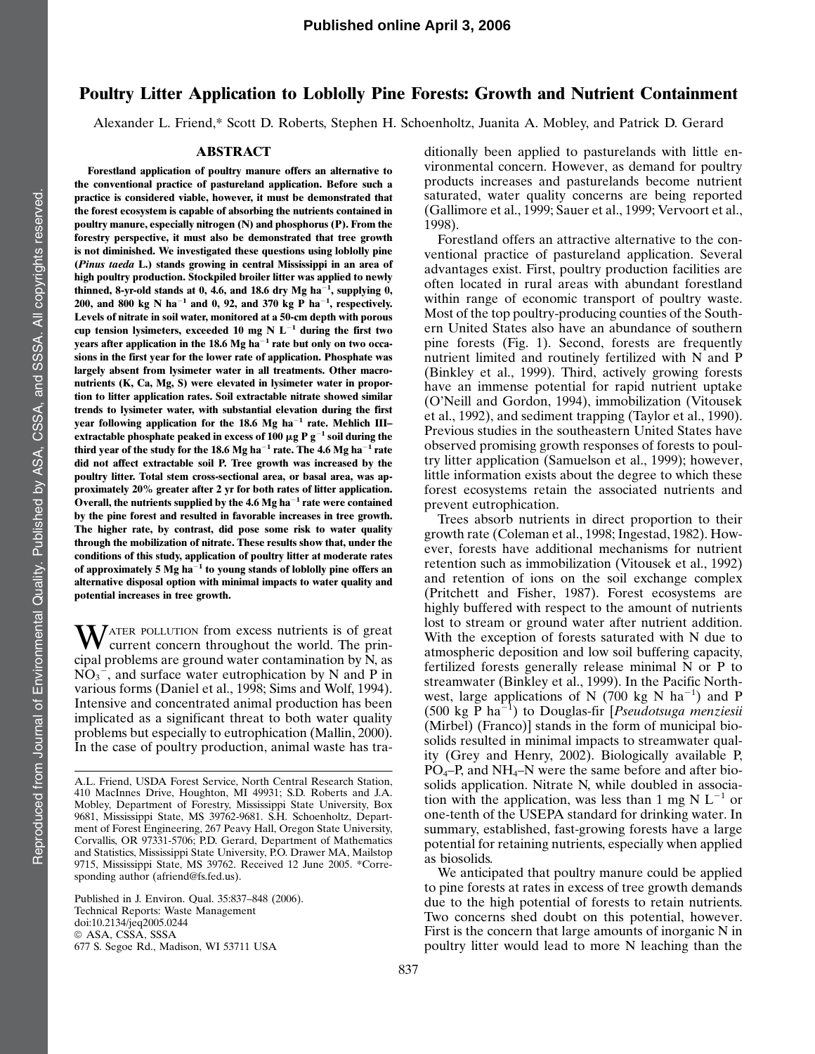# Poultry Litter Application to Loblolly Pine Forests: Growth and Nutrient Containment

Alexander L. Friend,* Scott D. Roberts, Stephen H. Schoenholtz, Juanita A. Mobley, and Patrick D. Gerard

## ABSTRACT

**Forestland application of poultry manure offers an alternative to the conventional practice of pastureland application. Before such a practice is considered viable, however, it must be demonstrated that the forest ecosystem is capable of absorbing the nutrients contained in poultry manure, especially nitrogen (N) and phosphorus (P). From the forestry perspective, it must also be demonstrated that tree growth is not diminished. We investigated these questions using loblolly pine (*Pinus taeda* L.) stands growing in central Mississippi in an area of high poultry production. Stockpiled broiler litter was applied to newly thinned, 8-yr-old stands at 0, 4.6, and 18.6 dry Mg ha$^{-1}$, supplying 0, 200, and 800 kg N ha$^{-1}$ and 0, 92, and 370 kg P ha$^{-1}$, respectively. Levels of nitrate in soil water, monitored at a 50-cm depth with porous cup tension lysimeters, exceeded 10 mg N L$^{-1}$ during the first two years after application in the 18.6 Mg ha$^{-1}$ rate but only on two occasions in the first year for the lower rate of application. Phosphate was largely absent from lysimeter water in all treatments. Other macronutrients (K, Ca, Mg, S) were elevated in lysimeter water in proportion to litter application rates. Soil extractable nitrate showed similar trends to lysimeter water, with substantial elevation during the first year following application for the 18.6 Mg ha$^{-1}$ rate. Mehlich III–extractable phosphate peaked in excess of 100 μg P g$^{-1}$ soil during the third year of the study for the 18.6 Mg ha$^{-1}$ rate. The 4.6 Mg ha$^{-1}$ rate did not affect extractable soil P. Tree growth was increased by the poultry litter. Total stem cross-sectional area, or basal area, was approximately 20% greater after 2 yr for both rates of litter application. Overall, the nutrients supplied by the 4.6 Mg ha$^{-1}$ rate were contained by the pine forest and resulted in favorable increases in tree growth. The higher rate, by contrast, did pose some risk to water quality through the mobilization of nitrate. These results show that, under the conditions of this study, application of poultry litter at moderate rates of approximately 5 Mg ha$^{-1}$ to young stands of loblolly pine offers an alternative disposal option with minimal impacts to water quality and potential increases in tree growth.**

Water pollution from excess nutrients is of great current concern throughout the world. The principal problems are ground water contamination by N, as $NO_3^-$, and surface water eutrophication by N and P in various forms (Daniel et al., 1998; Sims and Wolf, 1994). Intensive and concentrated animal production has been implicated as a significant threat to both water quality problems but especially to eutrophication (Mallin, 2000). In the case of poultry production, animal waste has traditionally been applied to pasturelands with little environmental concern. However, as demand for poultry products increases and pasturelands become nutrient saturated, water quality concerns are being reported (Gallimore et al., 1999; Sauer et al., 1999; Vervoort et al., 1998).

Forestland offers an attractive alternative to the conventional practice of pastureland application. Several advantages exist. First, poultry production facilities are often located in rural areas with abundant forestland within range of economic transport of poultry waste. Most of the top poultry-producing counties of the Southern United States also have an abundance of southern pine forests (Fig. 1). Second, forests are frequently nutrient limited and routinely fertilized with N and P (Binkley et al., 1999). Third, actively growing forests have an immense potential for rapid nutrient uptake (O'Neill and Gordon, 1994), immobilization (Vitousek et al., 1992), and sediment trapping (Taylor et al., 1990). Previous studies in the southeastern United States have observed promising growth responses of forests to poultry litter application (Samuelson et al., 1999); however, little information exists about the degree to which these forest ecosystems retain the associated nutrients and prevent eutrophication.

Trees absorb nutrients in direct proportion to their growth rate (Coleman et al., 1998; Ingestad, 1982). However, forests have additional mechanisms for nutrient retention such as immobilization (Vitousek et al., 1992) and retention of ions on the soil exchange complex (Pritchett and Fisher, 1987). Forest ecosystems are highly buffered with respect to the amount of nutrients lost to stream or ground water after nutrient addition. With the exception of forests saturated with N due to atmospheric deposition and low soil buffering capacity, fertilized forests generally release minimal N or P to streamwater (Binkley et al., 1999). In the Pacific Northwest, large applications of N (700 kg N ha$^{-1}$) and P (500 kg P ha$^{-1}$) to Douglas-fir [*Pseudotsuga menziesii* (Mirbel) (Franco)] stands in the form of municipal biosolids resulted in minimal impacts to streamwater quality (Grey and Henry, 2002). Biologically available P, $PO_4$–P, and $NH_4$–N were the same before and after biosolids application. Nitrate N, while doubled in association with the application, was less than 1 mg N L$^{-1}$ or one-tenth of the USEPA standard for drinking water. In summary, established, fast-growing forests have a large potential for retaining nutrients, especially when applied as biosolids.

We anticipated that poultry manure could be applied to pine forests at rates in excess of tree growth demands due to the high potential of forests to retain nutrients. Two concerns shed doubt on this potential, however. First is the concern that large amounts of inorganic N in poultry litter would lead to more N leaching than the

A.L. Friend, USDA Forest Service, North Central Research Station, 410 MacInnes Drive, Houghton, MI 49931; S.D. Roberts and J.A. Mobley, Department of Forestry, Mississippi State University, Box 9681, Mississippi State, MS 39762-9681. S.H. Schoenholtz, Department of Forest Engineering, 267 Peavy Hall, Oregon State University, Corvallis, OR 97331-5706; P.D. Gerard, Department of Mathematics and Statistics, Mississippi State University, P.O. Drawer MA, Mailstop 9715, Mississippi State, MS 39762. Received 12 June 2005. *Corresponding author (afriend@fs.fed.us).

Published in J. Environ. Qual. 35:837–848 (2006).
Technical Reports: Waste Management
doi:10.2134/jeq2005.0244
© ASA, CSSA, SSSA
677 S. Segoe Rd., Madison, WI 53711 USA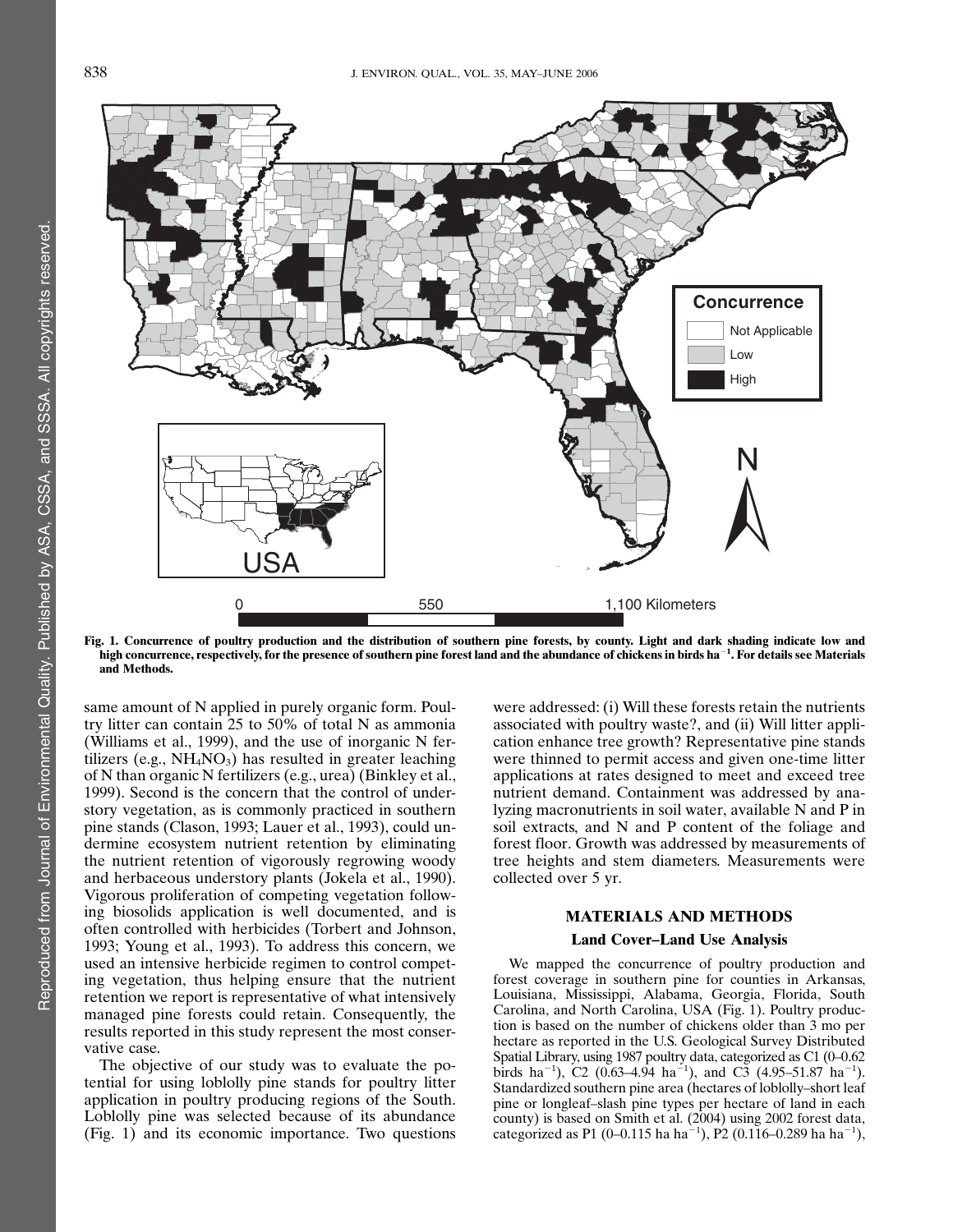Fig. 1. Concurrence of poultry production and the distribution of southern pine forests, by county. Light and dark shading indicate low and high concurrence, respectively, for the presence of southern pine forest land and the abundance of chickens in birds $ha^{-1}$. For details see Materials and Methods.

same amount of N applied in purely organic form. Poultry litter can contain 25 to 50% of total N as ammonia (Williams et al., 1999), and the use of inorganic N fertilizers (e.g., $NH_4NO_3$) has resulted in greater leaching of N than organic N fertilizers (e.g., urea) (Binkley et al., 1999). Second is the concern that the control of understory vegetation, as is commonly practiced in southern pine stands (Clason, 1993; Lauer et al., 1993), could undermine ecosystem nutrient retention by eliminating the nutrient retention of vigorously regrowing woody and herbaceous understory plants (Jokela et al., 1990). Vigorous proliferation of competing vegetation following biosolids application is well documented, and is often controlled with herbicides (Torbert and Johnson, 1993; Young et al., 1993). To address this concern, we used an intensive herbicide regimen to control competing vegetation, thus helping ensure that the nutrient retention we report is representative of what intensively managed pine forests could retain. Consequently, the results reported in this study represent the most conservative case.

The objective of our study was to evaluate the potential for using loblolly pine stands for poultry litter application in poultry producing regions of the South. Loblolly pine was selected because of its abundance (Fig. 1) and its economic importance. Two questions were addressed: (i) Will these forests retain the nutrients associated with poultry waste?, and (ii) Will litter application enhance tree growth? Representative pine stands were thinned to permit access and given one-time litter applications at rates designed to meet and exceed tree nutrient demand. Containment was addressed by analyzing macronutrients in soil water, available N and P in soil extracts, and N and P content of the foliage and forest floor. Growth was addressed by measurements of tree heights and stem diameters. Measurements were collected over 5 yr.

## MATERIALS AND METHODS

### Land Cover–Land Use Analysis

We mapped the concurrence of poultry production and forest coverage in southern pine for counties in Arkansas, Louisiana, Mississippi, Alabama, Georgia, Florida, South Carolina, and North Carolina, USA (Fig. 1). Poultry production is based on the number of chickens older than 3 mo per hectare as reported in the U.S. Geological Survey Distributed Spatial Library, using 1987 poultry data, categorized as C1 (0–0.62 birds $ha^{-1}$), C2 (0.63–4.94 $ha^{-1}$), and C3 (4.95–51.87 $ha^{-1}$). Standardized southern pine area (hectares of loblolly–short leaf pine or longleaf–slash pine types per hectare of land in each county) is based on Smith et al. (2004) using 2002 forest data, categorized as P1 (0–0.115 ha $ha^{-1}$), P2 (0.116–0.289 ha $ha^{-1}$),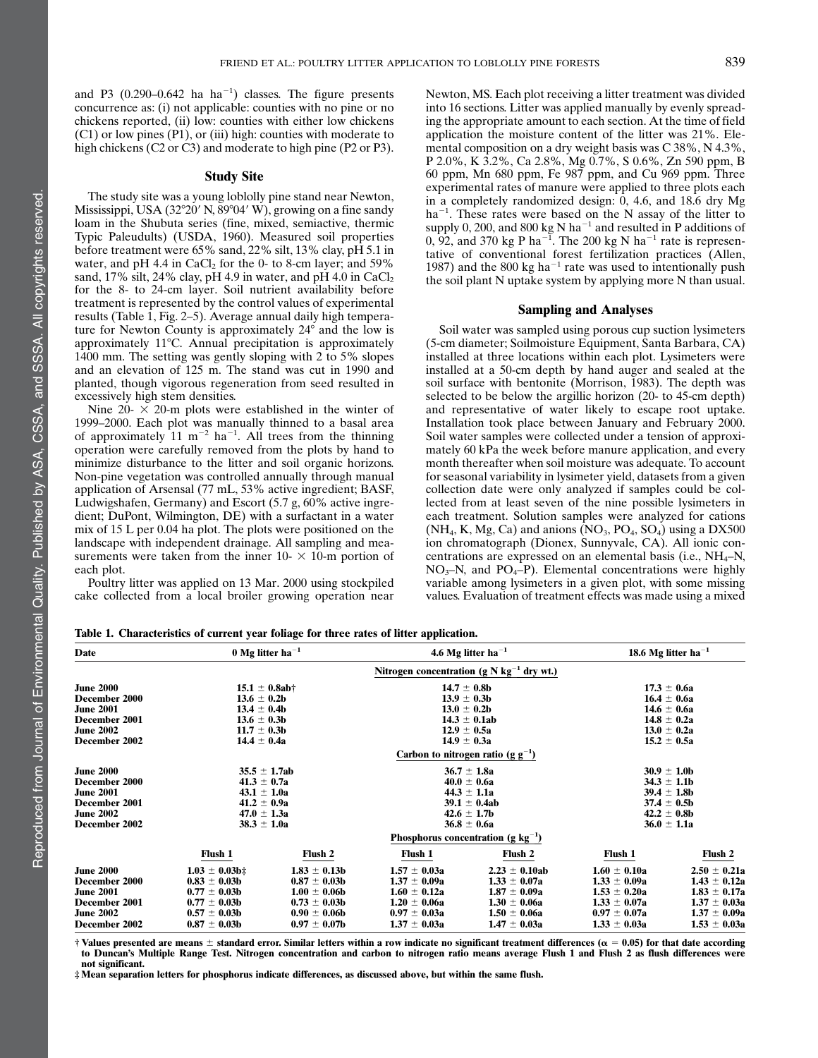and P3 (0.290–0.642 ha $ha^{-1}$) classes. The figure presents concurrence as: (i) not applicable: counties with no pine or no chickens reported, (ii) low: counties with either low chickens (C1) or low pines (P1), or (iii) high: counties with moderate to high chickens (C2 or C3) and moderate to high pine (P2 or P3).

## Study Site

The study site was a young loblolly pine stand near Newton, Mississippi, USA (32°20′ N, 89°04′ W), growing on a fine sandy loam in the Shubuta series (fine, mixed, semiactive, thermic Typic Paleudults) (USDA, 1960). Measured soil properties before treatment were 65% sand, 22% silt, 13% clay, pH 5.1 in water, and pH 4.4 in $CaCl_2$ for the 0- to 8-cm layer; and 59% sand, 17% silt, 24% clay, pH 4.9 in water, and pH 4.0 in $CaCl_2$ for the 8- to 24-cm layer. Soil nutrient availability before treatment is represented by the control values of experimental results (Table 1, Fig. 2–5). Average annual daily high temperature for Newton County is approximately 24° and the low is approximately 11°C. Annual precipitation is approximately 1400 mm. The setting was gently sloping with 2 to 5% slopes and an elevation of 125 m. The stand was cut in 1990 and planted, though vigorous regeneration from seed resulted in excessively high stem densities.

Nine 20- × 20-m plots were established in the winter of 1999–2000. Each plot was manually thinned to a basal area of approximately 11 $m^{-2}$ $ha^{-1}$. All trees from the thinning operation were carefully removed from the plots by hand to minimize disturbance to the litter and soil organic horizons. Non-pine vegetation was controlled annually through manual application of Arsensal (77 mL, 53% active ingredient; BASF, Ludwigshafen, Germany) and Escort (5.7 g, 60% active ingredient; DuPont, Wilmington, DE) with a surfactant in a water mix of 15 L per 0.04 ha plot. The plots were positioned on the landscape with independent drainage. All sampling and measurements were taken from the inner 10- × 10-m portion of each plot.

Poultry litter was applied on 13 Mar. 2000 using stockpiled cake collected from a local broiler growing operation near Newton, MS. Each plot receiving a litter treatment was divided into 16 sections. Litter was applied manually by evenly spreading the appropriate amount to each section. At the time of field application the moisture content of the litter was 21%. Elemental composition on a dry weight basis was C 38%, N 4.3%, P 2.0%, K 3.2%, Ca 2.8%, Mg 0.7%, S 0.6%, Zn 590 ppm, B 60 ppm, Mn 680 ppm, Fe 987 ppm, and Cu 969 ppm. Three experimental rates of manure were applied to three plots each in a completely randomized design: 0, 4.6, and 18.6 dry Mg $ha^{-1}$. These rates were based on the N assay of the litter to supply 0, 200, and 800 kg N $ha^{-1}$ and resulted in P additions of 0, 92, and 370 kg P $ha^{-1}$. The 200 kg N $ha^{-1}$ rate is representative of conventional forest fertilization practices (Allen, 1987) and the 800 kg $ha^{-1}$ rate was used to intentionally push the soil plant N uptake system by applying more N than usual.

## Sampling and Analyses

Soil water was sampled using porous cup suction lysimeters (5-cm diameter; Soilmoisture Equipment, Santa Barbara, CA) installed at three locations within each plot. Lysimeters were installed at a 50-cm depth by hand auger and sealed at the soil surface with bentonite (Morrison, 1983). The depth was selected to be below the argillic horizon (20- to 45-cm depth) and representative of water likely to escape root uptake. Installation took place between January and February 2000. Soil water samples were collected under a tension of approximately 60 kPa the week before manure application, and every month thereafter when soil moisture was adequate. To account for seasonal variability in lysimeter yield, datasets from a given collection date were only analyzed if samples could be collected from at least seven of the nine possible lysimeters in each treatment. Solution samples were analyzed for cations ($NH_4$, K, Mg, Ca) and anions ($NO_3$, $PO_4$, $SO_4$) using a DX500 ion chromatograph (Dionex, Sunnyvale, CA). All ionic concentrations are expressed on an elemental basis (i.e., $NH_4$–N, $NO_3$–N, and $PO_4$–P). Elemental concentrations were highly variable among lysimeters in a given plot, with some missing values. Evaluation of treatment effects was made using a mixed

**Table 1. Characteristics of current year foliage for three rates of litter application.**

| Date | 0 Mg litter $ha^{-1}$ | | 4.6 Mg litter $ha^{-1}$ | | 18.6 Mg litter $ha^{-1}$ | |
|---|---|---|---|---|---|---|
| | | | Nitrogen concentration (g N $kg^{-1}$ dry wt.) | | | |
| June 2000 | 15.1 ± 0.8ab† | | 14.7 ± 0.8b | | 17.3 ± 0.6a | |
| December 2000 | 13.6 ± 0.2b | | 13.9 ± 0.3b | | 16.4 ± 0.6a | |
| June 2001 | 13.4 ± 0.4b | | 13.0 ± 0.2b | | 14.6 ± 0.6a | |
| December 2001 | 13.6 ± 0.3b | | 14.3 ± 0.1ab | | 14.8 ± 0.2a | |
| June 2002 | 11.7 ± 0.3b | | 12.9 ± 0.5a | | 13.0 ± 0.2a | |
| December 2002 | 14.4 ± 0.4a | | 14.9 ± 0.3a | | 15.2 ± 0.5a | |
| | | | Carbon to nitrogen ratio (g $g^{-1}$) | | | |
| June 2000 | 35.5 ± 1.7ab | | 36.7 ± 1.8a | | 30.9 ± 1.0b | |
| December 2000 | 41.3 ± 0.7a | | 40.0 ± 0.6a | | 34.3 ± 1.1b | |
| June 2001 | 43.1 ± 1.0a | | 44.3 ± 1.1a | | 39.4 ± 1.8b | |
| December 2001 | 41.2 ± 0.9a | | 39.1 ± 0.4ab | | 37.4 ± 0.5b | |
| June 2002 | 47.0 ± 1.3a | | 42.6 ± 1.7b | | 42.2 ± 0.8b | |
| December 2002 | 38.3 ± 1.0a | | 36.8 ± 0.6a | | 36.0 ± 1.1a | |
| | | | Phosphorus concentration (g $kg^{-1}$) | | | |
| | Flush 1 | Flush 2 | Flush 1 | Flush 2 | Flush 1 | Flush 2 |
| June 2000 | 1.03 ± 0.03b‡ | 1.83 ± 0.13b | 1.57 ± 0.03a | 2.23 ± 0.10ab | 1.60 ± 0.10a | 2.50 ± 0.21a |
| December 2000 | 0.83 ± 0.03b | 0.87 ± 0.03b | 1.37 ± 0.09a | 1.33 ± 0.07a | 1.33 ± 0.09a | 1.43 ± 0.12a |
| June 2001 | 0.77 ± 0.03b | 1.00 ± 0.06b | 1.60 ± 0.12a | 1.87 ± 0.09a | 1.53 ± 0.20a | 1.83 ± 0.17a |
| December 2001 | 0.77 ± 0.03b | 0.73 ± 0.03b | 1.20 ± 0.06a | 1.30 ± 0.06a | 1.33 ± 0.07a | 1.37 ± 0.03a |
| June 2002 | 0.57 ± 0.03b | 0.90 ± 0.06b | 0.97 ± 0.03a | 1.50 ± 0.06a | 0.97 ± 0.07a | 1.37 ± 0.09a |
| December 2002 | 0.87 ± 0.03b | 0.97 ± 0.07b | 1.37 ± 0.03a | 1.47 ± 0.03a | 1.33 ± 0.03a | 1.53 ± 0.03a |

† Values presented are means ± standard error. Similar letters within a row indicate no significant treatment differences ($\alpha$ = 0.05) for that date according to Duncan's Multiple Range Test. Nitrogen concentration and carbon to nitrogen ratio means average Flush 1 and Flush 2 as flush differences were not significant.

‡ Mean separation letters for phosphorus indicate differences, as discussed above, but within the same flush.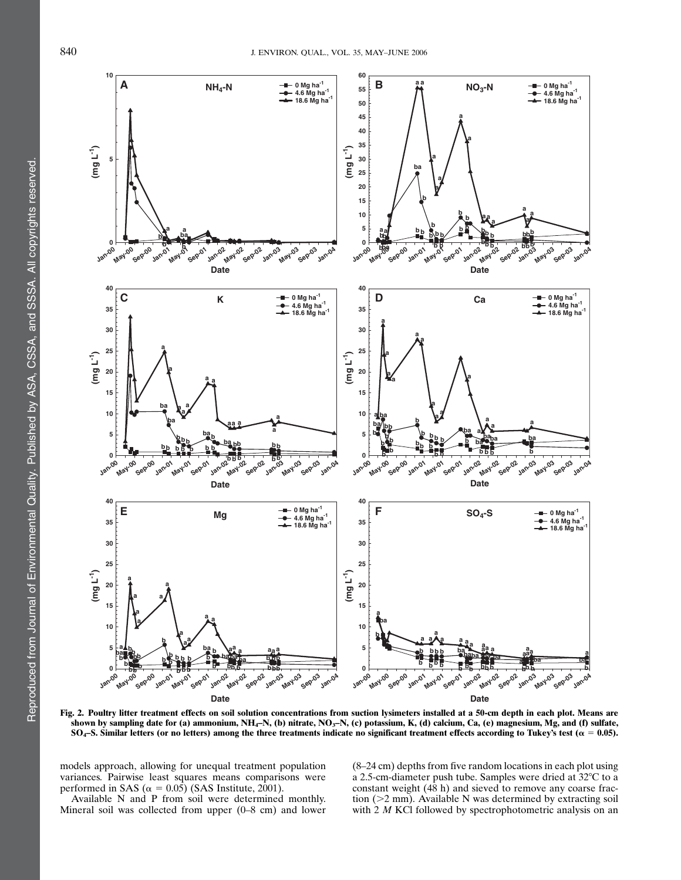Fig. 2. Poultry litter treatment effects on soil solution concentrations from suction lysimeters installed at a 50-cm depth in each plot. Means are shown by sampling date for (a) ammonium, $NH_4$–N, (b) nitrate, $NO_3$–N, (c) potassium, K, (d) calcium, Ca, (e) magnesium, Mg, and (f) sulfate, $SO_4$–S. Similar letters (or no letters) among the three treatments indicate no significant treatment effects according to Tukey's test ($\alpha = 0.05$).

models approach, allowing for unequal treatment population variances. Pairwise least squares means comparisons were performed in SAS ($\alpha = 0.05$) (SAS Institute, 2001).

Available N and P from soil were determined monthly. Mineral soil was collected from upper (0–8 cm) and lower (8–24 cm) depths from five random locations in each plot using a 2.5-cm-diameter push tube. Samples were dried at 32°C to a constant weight (48 h) and sieved to remove any coarse fraction (>2 mm). Available N was determined by extracting soil with 2 *M* KCl followed by spectrophotometric analysis on an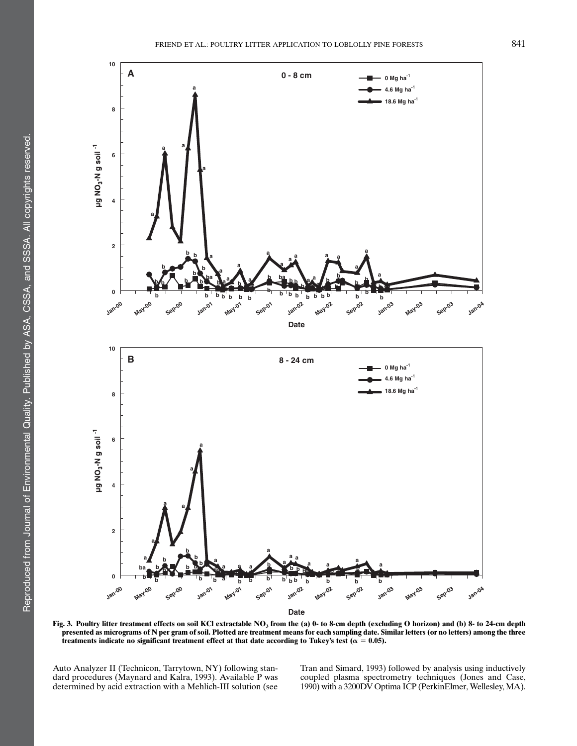Fig. 3. Poultry litter treatment effects on soil KCl extractable $NO_3$ from the (a) 0- to 8-cm depth (excluding O horizon) and (b) 8- to 24-cm depth presented as micrograms of N per gram of soil. Plotted are treatment means for each sampling date. Similar letters (or no letters) among the three treatments indicate no significant treatment effect at that date according to Tukey's test ($\alpha = 0.05$).

Auto Analyzer II (Technicon, Tarrytown, NY) following standard procedures (Maynard and Kalra, 1993). Available P was determined by acid extraction with a Mehlich-III solution (see Tran and Simard, 1993) followed by analysis using inductively coupled plasma spectrometry techniques (Jones and Case, 1990) with a 3200DV Optima ICP (PerkinElmer, Wellesley, MA).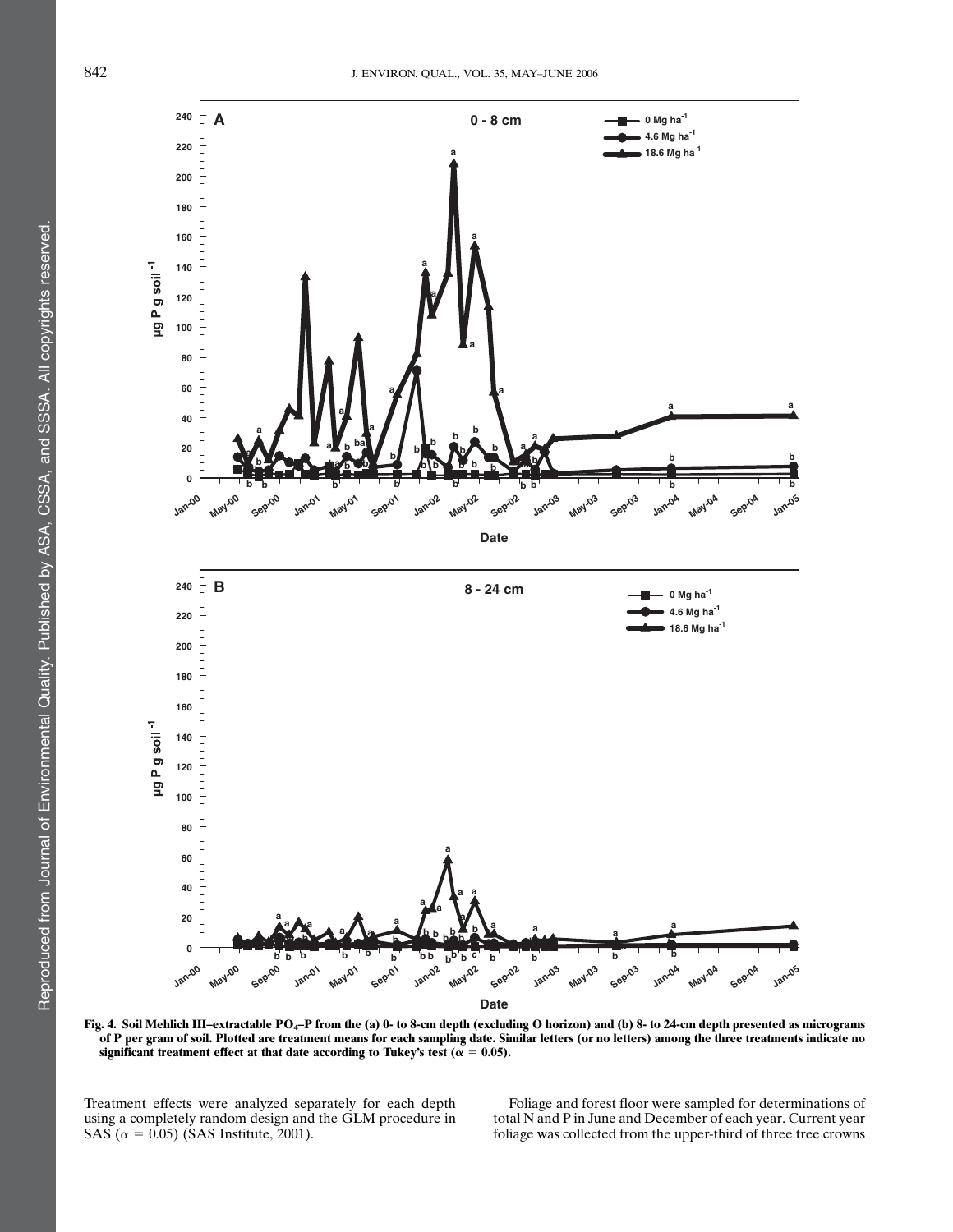Fig. 4. Soil Mehlich III–extractable $PO_4$–P from the (a) 0- to 8-cm depth (excluding O horizon) and (b) 8- to 24-cm depth presented as micrograms of P per gram of soil. Plotted are treatment means for each sampling date. Similar letters (or no letters) among the three treatments indicate no significant treatment effect at that date according to Tukey's test ($\alpha = 0.05$).

Treatment effects were analyzed separately for each depth using a completely random design and the GLM procedure in SAS ($\alpha = 0.05$) (SAS Institute, 2001).

Foliage and forest floor were sampled for determinations of total N and P in June and December of each year. Current year foliage was collected from the upper-third of three tree crowns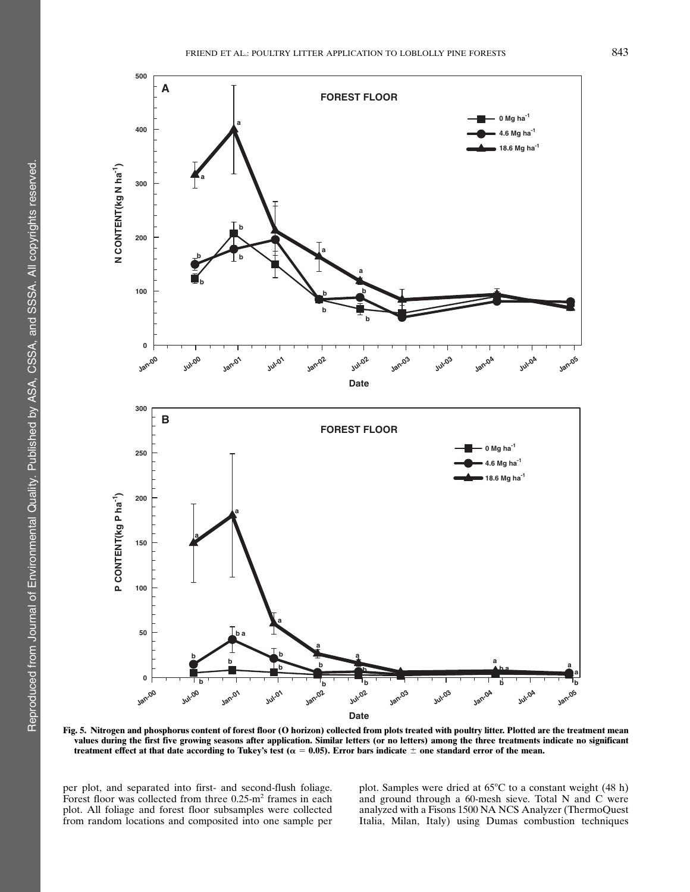Fig. 5. Nitrogen and phosphorus content of forest floor (O horizon) collected from plots treated with poultry litter. Plotted are the treatment mean values during the first five growing seasons after application. Similar letters (or no letters) among the three treatments indicate no significant treatment effect at that date according to Tukey's test ($\alpha = 0.05$). Error bars indicate $\pm$ one standard error of the mean.

per plot, and separated into first- and second-flush foliage. Forest floor was collected from three 0.25-$m^2$ frames in each plot. All foliage and forest floor subsamples were collected from random locations and composited into one sample per plot. Samples were dried at 65°C to a constant weight (48 h) and ground through a 60-mesh sieve. Total N and C were analyzed with a Fisons 1500 NA NCS Analyzer (ThermoQuest Italia, Milan, Italy) using Dumas combustion techniques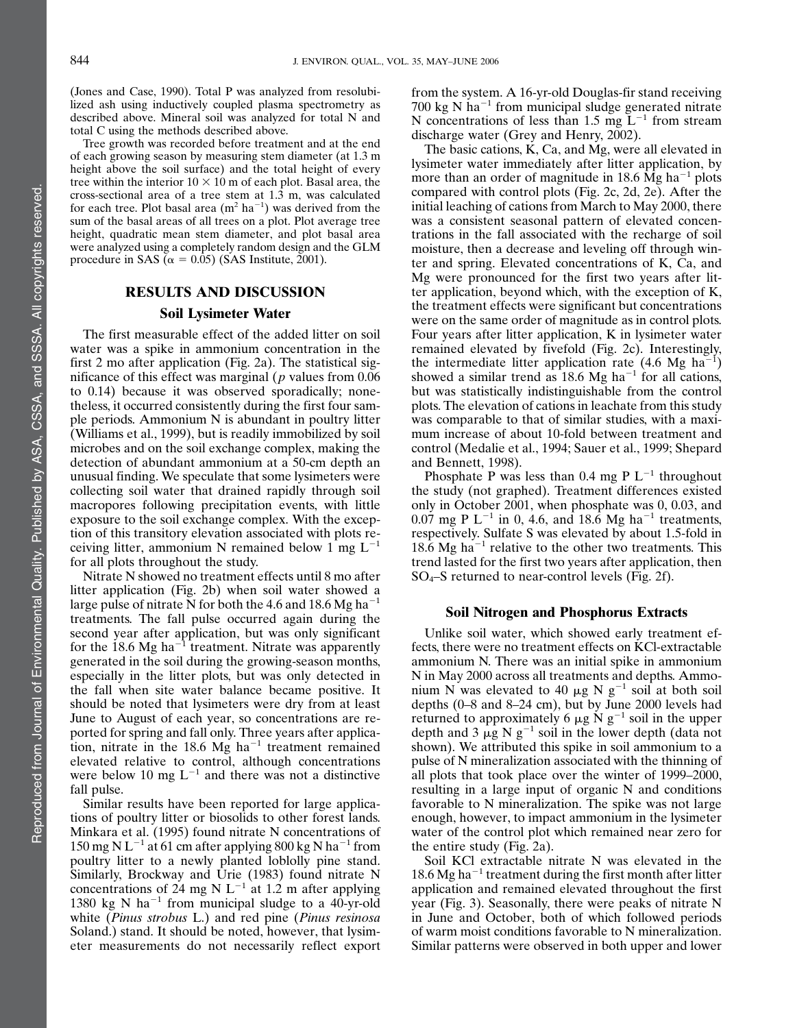(Jones and Case, 1990). Total P was analyzed from resolubilized ash using inductively coupled plasma spectrometry as described above. Mineral soil was analyzed for total N and total C using the methods described above.

Tree growth was recorded before treatment and at the end of each growing season by measuring stem diameter (at 1.3 m height above the soil surface) and the total height of every tree within the interior $10 \times 10$ m of each plot. Basal area, the cross-sectional area of a tree stem at 1.3 m, was calculated for each tree. Plot basal area ($m^2\ ha^{-1}$) was derived from the sum of the basal areas of all trees on a plot. Plot average tree height, quadratic mean stem diameter, and plot basal area were analyzed using a completely random design and the GLM procedure in SAS ($\alpha = 0.05$) (SAS Institute, 2001).

## RESULTS AND DISCUSSION

### Soil Lysimeter Water

The first measurable effect of the added litter on soil water was a spike in ammonium concentration in the first 2 mo after application (Fig. 2a). The statistical significance of this effect was marginal ($p$ values from 0.06 to 0.14) because it was observed sporadically; nonetheless, it occurred consistently during the first four sample periods. Ammonium N is abundant in poultry litter (Williams et al., 1999), but is readily immobilized by soil microbes and on the soil exchange complex, making the detection of abundant ammonium at a 50-cm depth an unusual finding. We speculate that some lysimeters were collecting soil water that drained rapidly through soil macropores following precipitation events, with little exposure to the soil exchange complex. With the exception of this transitory elevation associated with plots receiving litter, ammonium N remained below 1 mg $L^{-1}$ for all plots throughout the study.

Nitrate N showed no treatment effects until 8 mo after litter application (Fig. 2b) when soil water showed a large pulse of nitrate N for both the 4.6 and 18.6 Mg $ha^{-1}$ treatments. The fall pulse occurred again during the second year after application, but was only significant for the 18.6 Mg $ha^{-1}$ treatment. Nitrate was apparently generated in the soil during the growing-season months, especially in the litter plots, but was only detected in the fall when site water balance became positive. It should be noted that lysimeters were dry from at least June to August of each year, so concentrations are reported for spring and fall only. Three years after application, nitrate in the 18.6 Mg $ha^{-1}$ treatment remained elevated relative to control, although concentrations were below 10 mg $L^{-1}$ and there was not a distinctive fall pulse.

Similar results have been reported for large applications of poultry litter or biosolids to other forest lands. Minkara et al. (1995) found nitrate N concentrations of 150 mg N $L^{-1}$ at 61 cm after applying 800 kg N $ha^{-1}$ from poultry litter to a newly planted loblolly pine stand. Similarly, Brockway and Urie (1983) found nitrate N concentrations of 24 mg N $L^{-1}$ at 1.2 m after applying 1380 kg N $ha^{-1}$ from municipal sludge to a 40-yr-old white (*Pinus strobus* L.) and red pine (*Pinus resinosa* Soland.) stand. It should be noted, however, that lysimeter measurements do not necessarily reflect export from the system. A 16-yr-old Douglas-fir stand receiving 700 kg N $ha^{-1}$ from municipal sludge generated nitrate N concentrations of less than 1.5 mg $L^{-1}$ from stream discharge water (Grey and Henry, 2002).

The basic cations, K, Ca, and Mg, were all elevated in lysimeter water immediately after litter application, by more than an order of magnitude in 18.6 Mg $ha^{-1}$ plots compared with control plots (Fig. 2c, 2d, 2e). After the initial leaching of cations from March to May 2000, there was a consistent seasonal pattern of elevated concentrations in the fall associated with the recharge of soil moisture, then a decrease and leveling off through winter and spring. Elevated concentrations of K, Ca, and Mg were pronounced for the first two years after litter application, beyond which, with the exception of K, the treatment effects were significant but concentrations were on the same order of magnitude as in control plots. Four years after litter application, K in lysimeter water remained elevated by fivefold (Fig. 2c). Interestingly, the intermediate litter application rate (4.6 Mg $ha^{-1}$) showed a similar trend as 18.6 Mg $ha^{-1}$ for all cations, but was statistically indistinguishable from the control plots. The elevation of cations in leachate from this study was comparable to that of similar studies, with a maximum increase of about 10-fold between treatment and control (Medalie et al., 1994; Sauer et al., 1999; Shepard and Bennett, 1998).

Phosphate P was less than 0.4 mg P $L^{-1}$ throughout the study (not graphed). Treatment differences existed only in October 2001, when phosphate was 0, 0.03, and 0.07 mg P $L^{-1}$ in 0, 4.6, and 18.6 Mg $ha^{-1}$ treatments, respectively. Sulfate S was elevated by about 1.5-fold in 18.6 Mg $ha^{-1}$ relative to the other two treatments. This trend lasted for the first two years after application, then $SO_4$–S returned to near-control levels (Fig. 2f).

### Soil Nitrogen and Phosphorus Extracts

Unlike soil water, which showed early treatment effects, there were no treatment effects on KCl-extractable ammonium N. There was an initial spike in ammonium N in May 2000 across all treatments and depths. Ammonium N was elevated to 40 μg N $g^{-1}$ soil at both soil depths (0–8 and 8–24 cm), but by June 2000 levels had returned to approximately 6 μg N $g^{-1}$ soil in the upper depth and 3 μg N $g^{-1}$ soil in the lower depth (data not shown). We attributed this spike in soil ammonium to a pulse of N mineralization associated with the thinning of all plots that took place over the winter of 1999–2000, resulting in a large input of organic N and conditions favorable to N mineralization. The spike was not large enough, however, to impact ammonium in the lysimeter water of the control plot which remained near zero for the entire study (Fig. 2a).

Soil KCl extractable nitrate N was elevated in the 18.6 Mg $ha^{-1}$ treatment during the first month after litter application and remained elevated throughout the first year (Fig. 3). Seasonally, there were peaks of nitrate N in June and October, both of which followed periods of warm moist conditions favorable to N mineralization. Similar patterns were observed in both upper and lower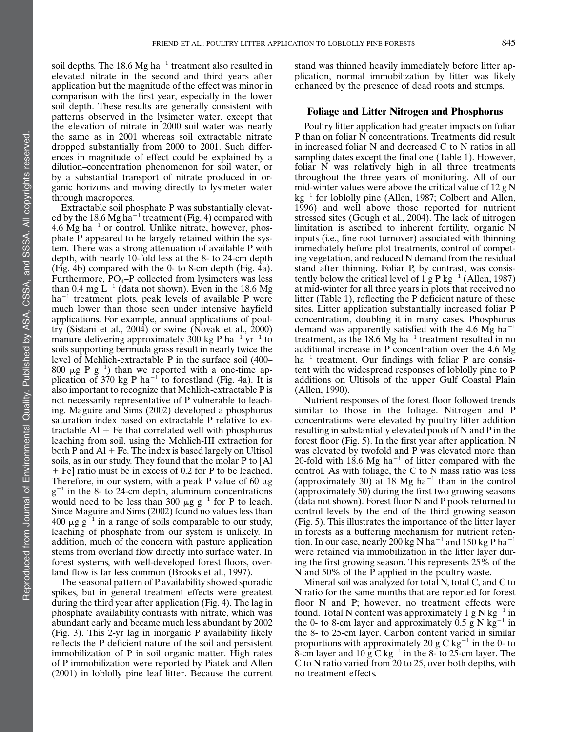soil depths. The 18.6 Mg ha$^{-1}$ treatment also resulted in elevated nitrate in the second and third years after application but the magnitude of the effect was minor in comparison with the first year, especially in the lower soil depth. These results are generally consistent with patterns observed in the lysimeter water, except that the elevation of nitrate in 2000 soil water was nearly the same as in 2001 whereas soil extractable nitrate dropped substantially from 2000 to 2001. Such differences in magnitude of effect could be explained by a dilution–concentration phenomenon for soil water, or by a substantial transport of nitrate produced in organic horizons and moving directly to lysimeter water through macropores.

Extractable soil phosphate P was substantially elevated by the 18.6 Mg ha$^{-1}$ treatment (Fig. 4) compared with 4.6 Mg ha$^{-1}$ or control. Unlike nitrate, however, phosphate P appeared to be largely retained within the system. There was a strong attenuation of available P with depth, with nearly 10-fold less at the 8- to 24-cm depth (Fig. 4b) compared with the 0- to 8-cm depth (Fig. 4a). Furthermore, $PO_4$–P collected from lysimeters was less than 0.4 mg L$^{-1}$ (data not shown). Even in the 18.6 Mg ha$^{-1}$ treatment plots, peak levels of available P were much lower than those seen under intensive hayfield applications. For example, annual applications of poultry (Sistani et al., 2004) or swine (Novak et al., 2000) manure delivering approximately 300 kg P ha$^{-1}$ yr$^{-1}$ to soils supporting bermuda grass result in nearly twice the level of Mehlich-extractable P in the surface soil (400–800 μg P g$^{-1}$) than we reported with a one-time application of 370 kg P ha$^{-1}$ to forestland (Fig. 4a). It is also important to recognize that Mehlich-extractable P is not necessarily representative of P vulnerable to leaching. Maguire and Sims (2002) developed a phosphorus saturation index based on extractable P relative to extractable Al + Fe that correlated well with phosphorus leaching from soil, using the Mehlich-III extraction for both P and Al + Fe. The index is based largely on Ultisol soils, as in our study. They found that the molar P to [Al + Fe] ratio must be in excess of 0.2 for P to be leached. Therefore, in our system, with a peak P value of 60 μg g$^{-1}$ in the 8- to 24-cm depth, aluminum concentrations would need to be less than 300 μg g$^{-1}$ for P to leach. Since Maguire and Sims (2002) found no values less than 400 μg g$^{-1}$ in a range of soils comparable to our study, leaching of phosphate from our system is unlikely. In addition, much of the concern with pasture application stems from overland flow directly into surface water. In forest systems, with well-developed forest floors, overland flow is far less common (Brooks et al., 1997).

The seasonal pattern of P availability showed sporadic spikes, but in general treatment effects were greatest during the third year after application (Fig. 4). The lag in phosphate availability contrasts with nitrate, which was abundant early and became much less abundant by 2002 (Fig. 3). This 2-yr lag in inorganic P availability likely reflects the P deficient nature of the soil and persistent immobilization of P in soil organic matter. High rates of P immobilization were reported by Piatek and Allen (2001) in loblolly pine leaf litter. Because the current stand was thinned heavily immediately before litter application, normal immobilization by litter was likely enhanced by the presence of dead roots and stumps.

## Foliage and Litter Nitrogen and Phosphorus

Poultry litter application had greater impacts on foliar P than on foliar N concentrations. Treatments did result in increased foliar N and decreased C to N ratios in all sampling dates except the final one (Table 1). However, foliar N was relatively high in all three treatments throughout the three years of monitoring. All of our mid-winter values were above the critical value of 12 g N kg$^{-1}$ for loblolly pine (Allen, 1987; Colbert and Allen, 1996) and well above those reported for nutrient stressed sites (Gough et al., 2004). The lack of nitrogen limitation is ascribed to inherent fertility, organic N inputs (i.e., fine root turnover) associated with thinning immediately before plot treatments, control of competing vegetation, and reduced N demand from the residual stand after thinning. Foliar P, by contrast, was consistently below the critical level of 1 g P kg$^{-1}$ (Allen, 1987) at mid-winter for all three years in plots that received no litter (Table 1), reflecting the P deficient nature of these sites. Litter application substantially increased foliar P concentration, doubling it in many cases. Phosphorus demand was apparently satisfied with the 4.6 Mg ha$^{-1}$ treatment, as the 18.6 Mg ha$^{-1}$ treatment resulted in no additional increase in P concentration over the 4.6 Mg ha$^{-1}$ treatment. Our findings with foliar P are consistent with the widespread responses of loblolly pine to P additions on Ultisols of the upper Gulf Coastal Plain (Allen, 1990).

Nutrient responses of the forest floor followed trends similar to those in the foliage. Nitrogen and P concentrations were elevated by poultry litter addition resulting in substantially elevated pools of N and P in the forest floor (Fig. 5). In the first year after application, N was elevated by twofold and P was elevated more than 20-fold with 18.6 Mg ha$^{-1}$ of litter compared with the control. As with foliage, the C to N mass ratio was less (approximately 30) at 18 Mg ha$^{-1}$ than in the control (approximately 50) during the first two growing seasons (data not shown). Forest floor N and P pools returned to control levels by the end of the third growing season (Fig. 5). This illustrates the importance of the litter layer in forests as a buffering mechanism for nutrient retention. In our case, nearly 200 kg N ha$^{-1}$ and 150 kg P ha$^{-1}$ were retained via immobilization in the litter layer during the first growing season. This represents 25% of the N and 50% of the P applied in the poultry waste.

Mineral soil was analyzed for total N, total C, and C to N ratio for the same months that are reported for forest floor N and P; however, no treatment effects were found. Total N content was approximately 1 g N kg$^{-1}$ in the 0- to 8-cm layer and approximately 0.5 g N kg$^{-1}$ in the 8- to 25-cm layer. Carbon content varied in similar proportions with approximately 20 g C kg$^{-1}$ in the 0- to 8-cm layer and 10 g C kg$^{-1}$ in the 8- to 25-cm layer. The C to N ratio varied from 20 to 25, over both depths, with no treatment effects.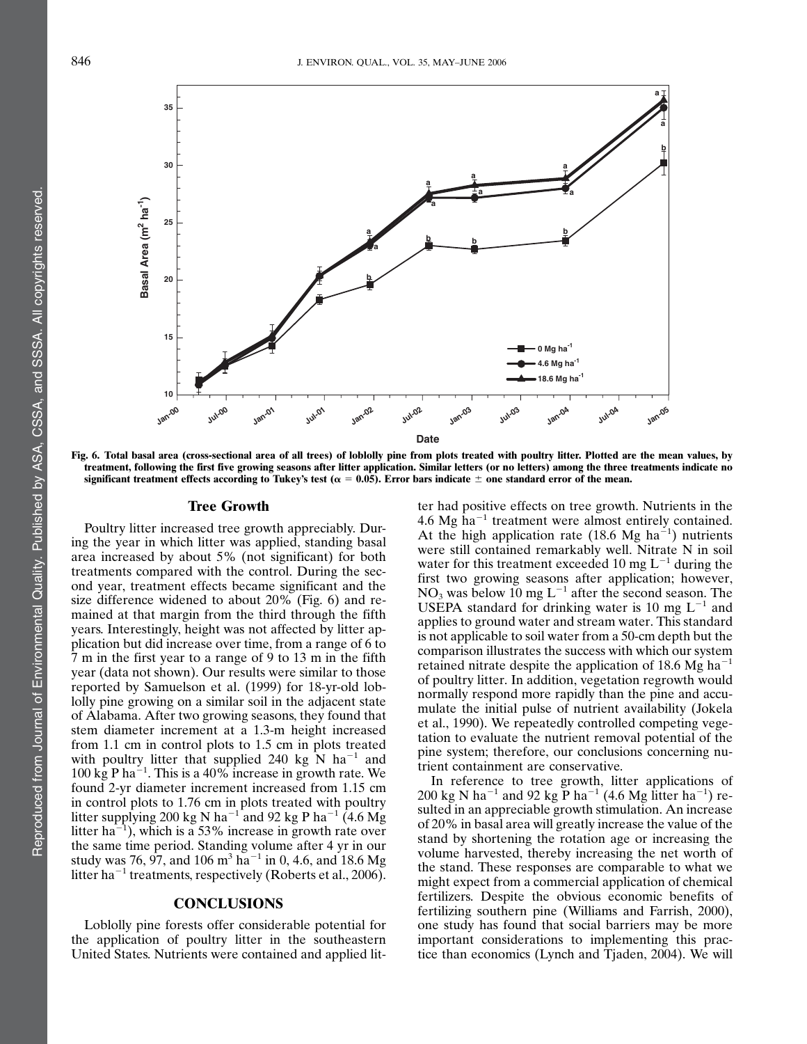Fig. 6. Total basal area (cross-sectional area of all trees) of loblolly pine from plots treated with poultry litter. Plotted are the mean values, by treatment, following the first five growing seasons after litter application. Similar letters (or no letters) among the three treatments indicate no significant treatment effects according to Tukey's test ($\alpha = 0.05$). Error bars indicate $\pm$ one standard error of the mean.

## Tree Growth

Poultry litter increased tree growth appreciably. During the year in which litter was applied, standing basal area increased by about 5% (not significant) for both treatments compared with the control. During the second year, treatment effects became significant and the size difference widened to about 20% (Fig. 6) and remained at that margin from the third through the fifth years. Interestingly, height was not affected by litter application but did increase over time, from a range of 6 to 7 m in the first year to a range of 9 to 13 m in the fifth year (data not shown). Our results were similar to those reported by Samuelson et al. (1999) for 18-yr-old loblolly pine growing on a similar soil in the adjacent state of Alabama. After two growing seasons, they found that stem diameter increment at a 1.3-m height increased from 1.1 cm in control plots to 1.5 cm in plots treated with poultry litter that supplied 240 kg N $ha^{-1}$ and 100 kg P $ha^{-1}$. This is a 40% increase in growth rate. We found 2-yr diameter increment increased from 1.15 cm in control plots to 1.76 cm in plots treated with poultry litter supplying 200 kg N $ha^{-1}$ and 92 kg P $ha^{-1}$ (4.6 Mg litter $ha^{-1}$), which is a 53% increase in growth rate over the same time period. Standing volume after 4 yr in our study was 76, 97, and 106 $m^3$ $ha^{-1}$ in 0, 4.6, and 18.6 Mg litter $ha^{-1}$ treatments, respectively (Roberts et al., 2006).

## CONCLUSIONS

Loblolly pine forests offer considerable potential for the application of poultry litter in the southeastern United States. Nutrients were contained and applied litter had positive effects on tree growth. Nutrients in the 4.6 Mg $ha^{-1}$ treatment were almost entirely contained. At the high application rate (18.6 Mg $ha^{-1}$) nutrients were still contained remarkably well. Nitrate N in soil water for this treatment exceeded 10 mg $L^{-1}$ during the first two growing seasons after application; however, $NO_3$ was below 10 mg $L^{-1}$ after the second season. The USEPA standard for drinking water is 10 mg $L^{-1}$ and applies to ground water and stream water. This standard is not applicable to soil water from a 50-cm depth but the comparison illustrates the success with which our system retained nitrate despite the application of 18.6 Mg $ha^{-1}$ of poultry litter. In addition, vegetation regrowth would normally respond more rapidly than the pine and accumulate the initial pulse of nutrient availability (Jokela et al., 1990). We repeatedly controlled competing vegetation to evaluate the nutrient removal potential of the pine system; therefore, our conclusions concerning nutrient containment are conservative.

In reference to tree growth, litter applications of 200 kg N $ha^{-1}$ and 92 kg P $ha^{-1}$ (4.6 Mg litter $ha^{-1}$) resulted in an appreciable growth stimulation. An increase of 20% in basal area will greatly increase the value of the stand by shortening the rotation age or increasing the volume harvested, thereby increasing the net worth of the stand. These responses are comparable to what we might expect from a commercial application of chemical fertilizers. Despite the obvious economic benefits of fertilizing southern pine (Williams and Farrish, 2000), one study has found that social barriers may be more important considerations to implementing this practice than economics (Lynch and Tjaden, 2004). We will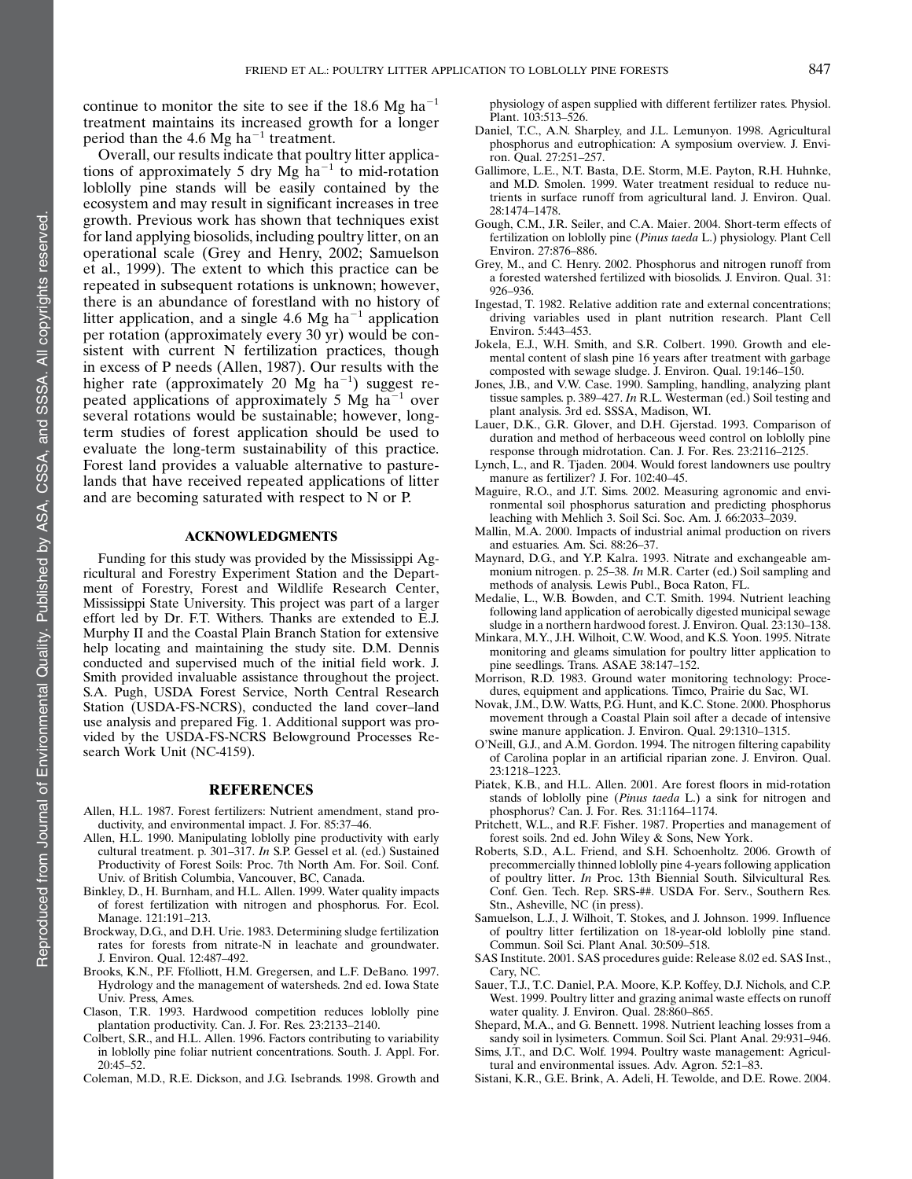continue to monitor the site to see if the 18.6 Mg ha$^{-1}$ treatment maintains its increased growth for a longer period than the 4.6 Mg ha$^{-1}$ treatment.

Overall, our results indicate that poultry litter applications of approximately 5 dry Mg ha$^{-1}$ to mid-rotation loblolly pine stands will be easily contained by the ecosystem and may result in significant increases in tree growth. Previous work has shown that techniques exist for land applying biosolids, including poultry litter, on an operational scale (Grey and Henry, 2002; Samuelson et al., 1999). The extent to which this practice can be repeated in subsequent rotations is unknown; however, there is an abundance of forestland with no history of litter application, and a single 4.6 Mg ha$^{-1}$ application per rotation (approximately every 30 yr) would be consistent with current N fertilization practices, though in excess of P needs (Allen, 1987). Our results with the higher rate (approximately 20 Mg ha$^{-1}$) suggest repeated applications of approximately 5 Mg ha$^{-1}$ over several rotations would be sustainable; however, long-term studies of forest application should be used to evaluate the long-term sustainability of this practice. Forest land provides a valuable alternative to pasturelands that have received repeated applications of litter and are becoming saturated with respect to N or P.

## ACKNOWLEDGMENTS

Funding for this study was provided by the Mississippi Agricultural and Forestry Experiment Station and the Department of Forestry, Forest and Wildlife Research Center, Mississippi State University. This project was part of a larger effort led by Dr. F.T. Withers. Thanks are extended to E.J. Murphy II and the Coastal Plain Branch Station for extensive help locating and maintaining the study site. D.M. Dennis conducted and supervised much of the initial field work. J. Smith provided invaluable assistance throughout the project. S.A. Pugh, USDA Forest Service, North Central Research Station (USDA-FS-NCRS), conducted the land cover–land use analysis and prepared Fig. 1. Additional support was provided by the USDA-FS-NCRS Belowground Processes Research Work Unit (NC-4159).

## REFERENCES

Allen, H.L. 1987. Forest fertilizers: Nutrient amendment, stand productivity, and environmental impact. J. For. 85:37–46.

Allen, H.L. 1990. Manipulating loblolly pine productivity with early cultural treatment. p. 301–317. *In* S.P. Gessel et al. (ed.) Sustained Productivity of Forest Soils: Proc. 7th North Am. For. Soil. Conf. Univ. of British Columbia, Vancouver, BC, Canada.

Binkley, D., H. Burnham, and H.L. Allen. 1999. Water quality impacts of forest fertilization with nitrogen and phosphorus. For. Ecol. Manage. 121:191–213.

Brockway, D.G., and D.H. Urie. 1983. Determining sludge fertilization rates for forests from nitrate-N in leachate and groundwater. J. Environ. Qual. 12:487–492.

Brooks, K.N., P.F. Ffolliott, H.M. Gregersen, and L.F. DeBano. 1997. Hydrology and the management of watersheds. 2nd ed. Iowa State Univ. Press, Ames.

Clason, T.R. 1993. Hardwood competition reduces loblolly pine plantation productivity. Can. J. For. Res. 23:2133–2140.

Colbert, S.R., and H.L. Allen. 1996. Factors contributing to variability in loblolly pine foliar nutrient concentrations. South. J. Appl. For. 20:45–52.

Coleman, M.D., R.E. Dickson, and J.G. Isebrands. 1998. Growth and physiology of aspen supplied with different fertilizer rates. Physiol. Plant. 103:513–526.

Daniel, T.C., A.N. Sharpley, and J.L. Lemunyon. 1998. Agricultural phosphorus and eutrophication: A symposium overview. J. Environ. Qual. 27:251–257.

Gallimore, L.E., N.T. Basta, D.E. Storm, M.E. Payton, R.H. Huhnke, and M.D. Smolen. 1999. Water treatment residual to reduce nutrients in surface runoff from agricultural land. J. Environ. Qual. 28:1474–1478.

Gough, C.M., J.R. Seiler, and C.A. Maier. 2004. Short-term effects of fertilization on loblolly pine (*Pinus taeda* L.) physiology. Plant Cell Environ. 27:876–886.

Grey, M., and C. Henry. 2002. Phosphorus and nitrogen runoff from a forested watershed fertilized with biosolids. J. Environ. Qual. 31: 926–936.

Ingestad, T. 1982. Relative addition rate and external concentrations; driving variables used in plant nutrition research. Plant Cell Environ. 5:443–453.

Jokela, E.J., W.H. Smith, and S.R. Colbert. 1990. Growth and elemental content of slash pine 16 years after treatment with garbage composted with sewage sludge. J. Environ. Qual. 19:146–150.

Jones, J.B., and V.W. Case. 1990. Sampling, handling, analyzing plant tissue samples. p. 389–427. *In* R.L. Westerman (ed.) Soil testing and plant analysis. 3rd ed. SSSA, Madison, WI.

Lauer, D.K., G.R. Glover, and D.H. Gjerstad. 1993. Comparison of duration and method of herbaceous weed control on loblolly pine response through midrotation. Can. J. For. Res. 23:2116–2125.

Lynch, L., and R. Tjaden. 2004. Would forest landowners use poultry manure as fertilizer? J. For. 102:40–45.

Maguire, R.O., and J.T. Sims. 2002. Measuring agronomic and environmental soil phosphorus saturation and predicting phosphorus leaching with Mehlich 3. Soil Sci. Soc. Am. J. 66:2033–2039.

Mallin, M.A. 2000. Impacts of industrial animal production on rivers and estuaries. Am. Sci. 88:26–37.

Maynard, D.G., and Y.P. Kalra. 1993. Nitrate and exchangeable ammonium nitrogen. p. 25–38. *In* M.R. Carter (ed.) Soil sampling and methods of analysis. Lewis Publ., Boca Raton, FL.

Medalie, L., W.B. Bowden, and C.T. Smith. 1994. Nutrient leaching following land application of aerobically digested municipal sewage sludge in a northern hardwood forest. J. Environ. Qual. 23:130–138.

Minkara, M.Y., J.H. Wilhoit, C.W. Wood, and K.S. Yoon. 1995. Nitrate monitoring and gleams simulation for poultry litter application to pine seedlings. Trans. ASAE 38:147–152.

Morrison, R.D. 1983. Ground water monitoring technology: Procedures, equipment and applications. Timco, Prairie du Sac, WI.

Novak, J.M., D.W. Watts, P.G. Hunt, and K.C. Stone. 2000. Phosphorus movement through a Coastal Plain soil after a decade of intensive swine manure application. J. Environ. Qual. 29:1310–1315.

O'Neill, G.J., and A.M. Gordon. 1994. The nitrogen filtering capability of Carolina poplar in an artificial riparian zone. J. Environ. Qual. 23:1218–1223.

Piatek, K.B., and H.L. Allen. 2001. Are forest floors in mid-rotation stands of loblolly pine (*Pinus taeda* L.) a sink for nitrogen and phosphorus? Can. J. For. Res. 31:1164–1174.

Pritchett, W.L., and R.F. Fisher. 1987. Properties and management of forest soils. 2nd ed. John Wiley & Sons, New York.

Roberts, S.D., A.L. Friend, and S.H. Schoenholtz. 2006. Growth of precommercially thinned loblolly pine 4-years following application of poultry litter. *In* Proc. 13th Biennial South. Silvicultural Res. Conf. Gen. Tech. Rep. SRS-##. USDA For. Serv., Southern Res. Stn., Asheville, NC (in press).

Samuelson, L.J., J. Wilhoit, T. Stokes, and J. Johnson. 1999. Influence of poultry litter fertilization on 18-year-old loblolly pine stand. Commun. Soil Sci. Plant Anal. 30:509–518.

SAS Institute. 2001. SAS procedures guide: Release 8.02 ed. SAS Inst., Cary, NC.

Sauer, T.J., T.C. Daniel, P.A. Moore, K.P. Koffey, D.J. Nichols, and C.P. West. 1999. Poultry litter and grazing animal waste effects on runoff water quality. J. Environ. Qual. 28:860–865.

Shepard, M.A., and G. Bennett. 1998. Nutrient leaching losses from a sandy soil in lysimeters. Commun. Soil Sci. Plant Anal. 29:931–946.

Sims, J.T., and D.C. Wolf. 1994. Poultry waste management: Agricultural and environmental issues. Adv. Agron. 52:1–83.

Sistani, K.R., G.E. Brink, A. Adeli, H. Tewolde, and D.E. Rowe. 2004.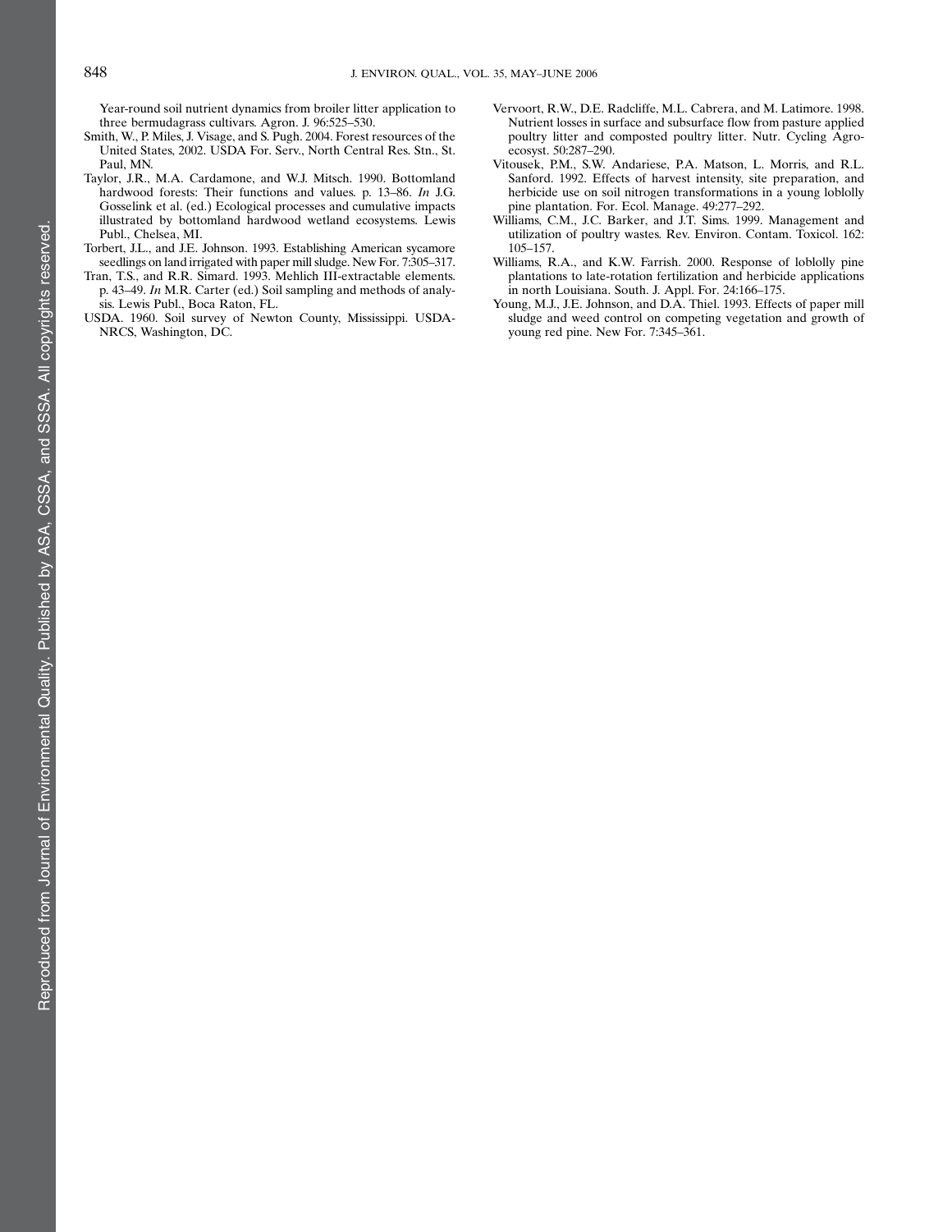Year-round soil nutrient dynamics from broiler litter application to three bermudagrass cultivars. Agron. J. 96:525–530.

Smith, W., P. Miles, J. Visage, and S. Pugh. 2004. Forest resources of the United States, 2002. USDA For. Serv., North Central Res. Stn., St. Paul, MN.

Taylor, J.R., M.A. Cardamone, and W.J. Mitsch. 1990. Bottomland hardwood forests: Their functions and values. p. 13–86. *In* J.G. Gosselink et al. (ed.) Ecological processes and cumulative impacts illustrated by bottomland hardwood wetland ecosystems. Lewis Publ., Chelsea, MI.

Torbert, J.L., and J.E. Johnson. 1993. Establishing American sycamore seedlings on land irrigated with paper mill sludge. New For. 7:305–317.

Tran, T.S., and R.R. Simard. 1993. Mehlich III-extractable elements. p. 43–49. *In* M.R. Carter (ed.) Soil sampling and methods of analysis. Lewis Publ., Boca Raton, FL.

USDA. 1960. Soil survey of Newton County, Mississippi. USDA-NRCS, Washington, DC.

Vervoort, R.W., D.E. Radcliffe, M.L. Cabrera, and M. Latimore. 1998. Nutrient losses in surface and subsurface flow from pasture applied poultry litter and composted poultry litter. Nutr. Cycling Agroecosyst. 50:287–290.

Vitousek, P.M., S.W. Andariese, P.A. Matson, L. Morris, and R.L. Sanford. 1992. Effects of harvest intensity, site preparation, and herbicide use on soil nitrogen transformations in a young loblolly pine plantation. For. Ecol. Manage. 49:277–292.

Williams, C.M., J.C. Barker, and J.T. Sims. 1999. Management and utilization of poultry wastes. Rev. Environ. Contam. Toxicol. 162: 105–157.

Williams, R.A., and K.W. Farrish. 2000. Response of loblolly pine plantations to late-rotation fertilization and herbicide applications in north Louisiana. South. J. Appl. For. 24:166–175.

Young, M.J., J.E. Johnson, and D.A. Thiel. 1993. Effects of paper mill sludge and weed control on competing vegetation and growth of young red pine. New For. 7:345–361.